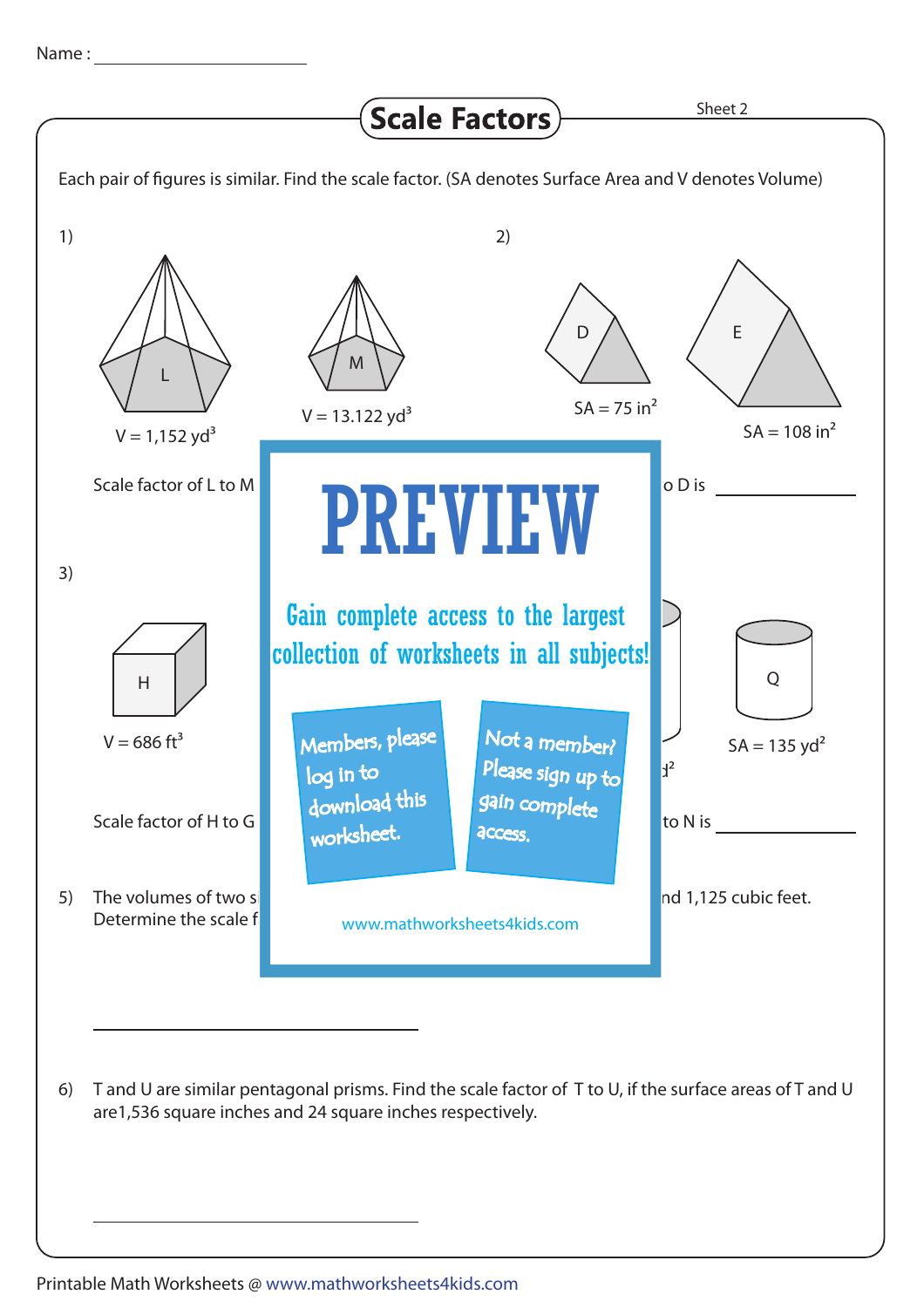Name :

# Scale Factors

Sheet 2

Each pair of figures is similar. Find the scale factor. (SA denotes Surface Area and V denotes Volume)

1)

L

$V = 1{,}152\ yd^3$

M

$V = 13.122\ yd^3$

Scale factor of L to M

2)

D

$SA = 75\ in^2$

E

$SA = 108\ in^2$

o D is

3)

H

$V = 686\ ft^3$

Scale factor of H to G

Q

$SA = 135\ yd^2$

to N is

PREVIEW

Gain complete access to the largest collection of worksheets in all subjects!

Members, please log in to download this worksheet.

Not a member? Please sign up to gain complete access.

www.mathworksheets4kids.com

5) The volumes of two si ... nd 1,125 cubic feet.
Determine the scale f

6) T and U are similar pentagonal prisms. Find the scale factor of T to U, if the surface areas of T and U are1,536 square inches and 24 square inches respectively.

Printable Math Worksheets @ www.mathworksheets4kids.com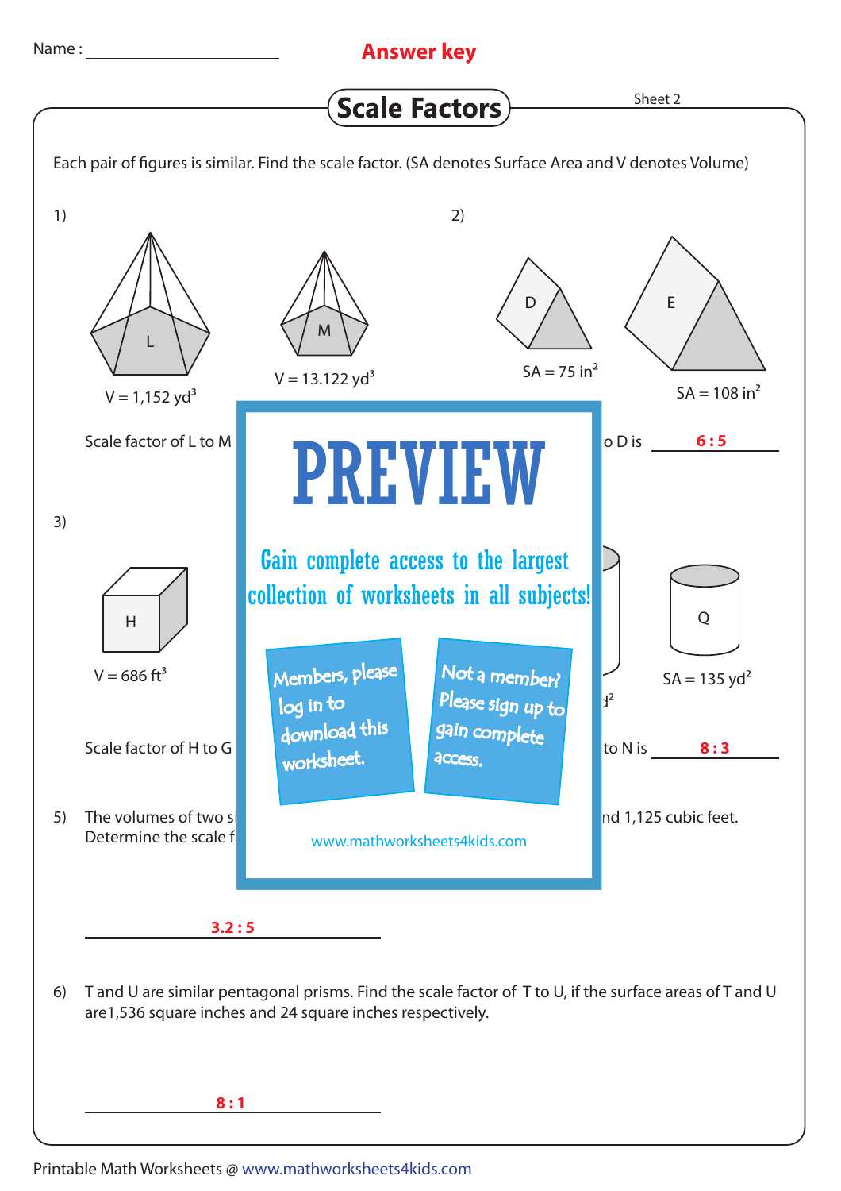Name : ________________________

**Answer key**

# Scale Factors

Sheet 2

Each pair of figures is similar. Find the scale factor. (SA denotes Surface Area and V denotes Volume)

1)

L

M

V = 1,152 yd$^3$

V = 13.122 yd$^3$

Scale factor of L to M

2)

D

E

SA = 75 in$^2$

SA = 108 in$^2$

o D is **6 : 5**

3)

H

V = 686 ft$^3$

Scale factor of H to G

Q

SA = 135 yd$^2$

d$^2$

to N is **8 : 3**

5) The volumes of two s ... nd 1,125 cubic feet.
Determine the scale f

**3.2 : 5**

6) T and U are similar pentagonal prisms. Find the scale factor of T to U, if the surface areas of T and U are1,536 square inches and 24 square inches respectively.

**8 : 1**

PREVIEW

Gain complete access to the largest collection of worksheets in all subjects!

Members, please log in to download this worksheet.

Not a member? Please sign up to gain complete access.

www.mathworksheets4kids.com

Printable Math Worksheets @ www.mathworksheets4kids.com